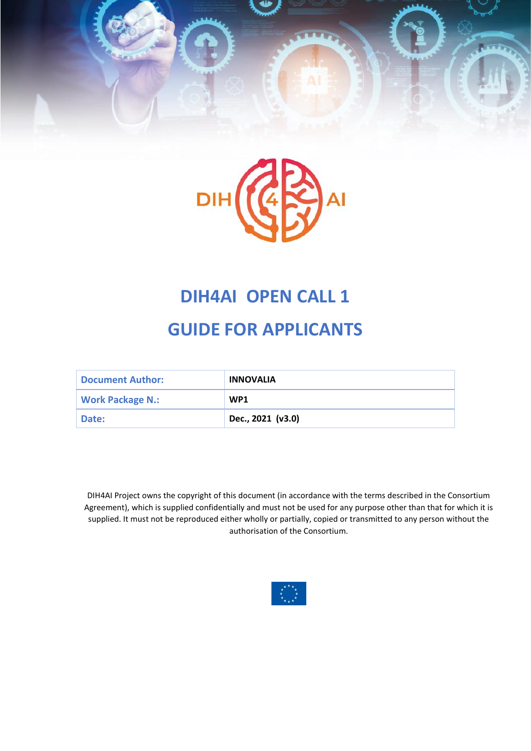# DIH4AI OPEN CALL 1

# GUIDE FOR APPLICANTS

| Document Author: | INNOVALIA |
| --- | --- |
| Work Package N.: | WP1 |
| Date: | Dec., 2021 (v3.0) |

DIH4AI Project owns the copyright of this document (in accordance with the terms described in the Consortium Agreement), which is supplied confidentially and must not be used for any purpose other than that for which it is supplied. It must not be reproduced either wholly or partially, copied or transmitted to any person without the authorisation of the Consortium.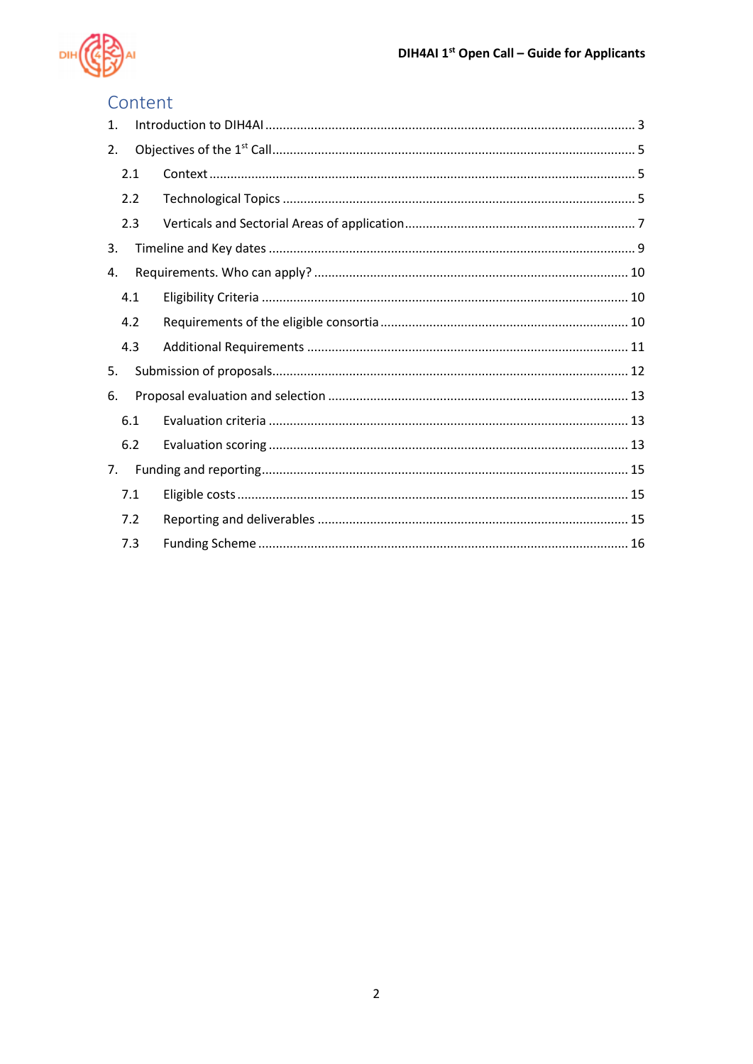# Content

1. Introduction to DIH4AI ........................................................................................................ 3
2. Objectives of the 1st Call ...................................................................................................... 5
   - 2.1 Context ........................................................................................................................ 5
   - 2.2 Technological Topics ................................................................................................... 5
   - 2.3 Verticals and Sectorial Areas of application ................................................................. 7
3. Timeline and Key dates ....................................................................................................... 9
4. Requirements. Who can apply? ......................................................................................... 10
   - 4.1 Eligibility Criteria ....................................................................................................... 10
   - 4.2 Requirements of the eligible consortia ...................................................................... 10
   - 4.3 Additional Requirements .......................................................................................... 11
5. Submission of proposals..................................................................................................... 12
6. Proposal evaluation and selection ..................................................................................... 13
   - 6.1 Evaluation criteria ..................................................................................................... 13
   - 6.2 Evaluation scoring ..................................................................................................... 13
7. Funding and reporting........................................................................................................ 15
   - 7.1 Eligible costs .............................................................................................................. 15
   - 7.2 Reporting and deliverables ........................................................................................ 15
   - 7.3 Funding Scheme ........................................................................................................ 16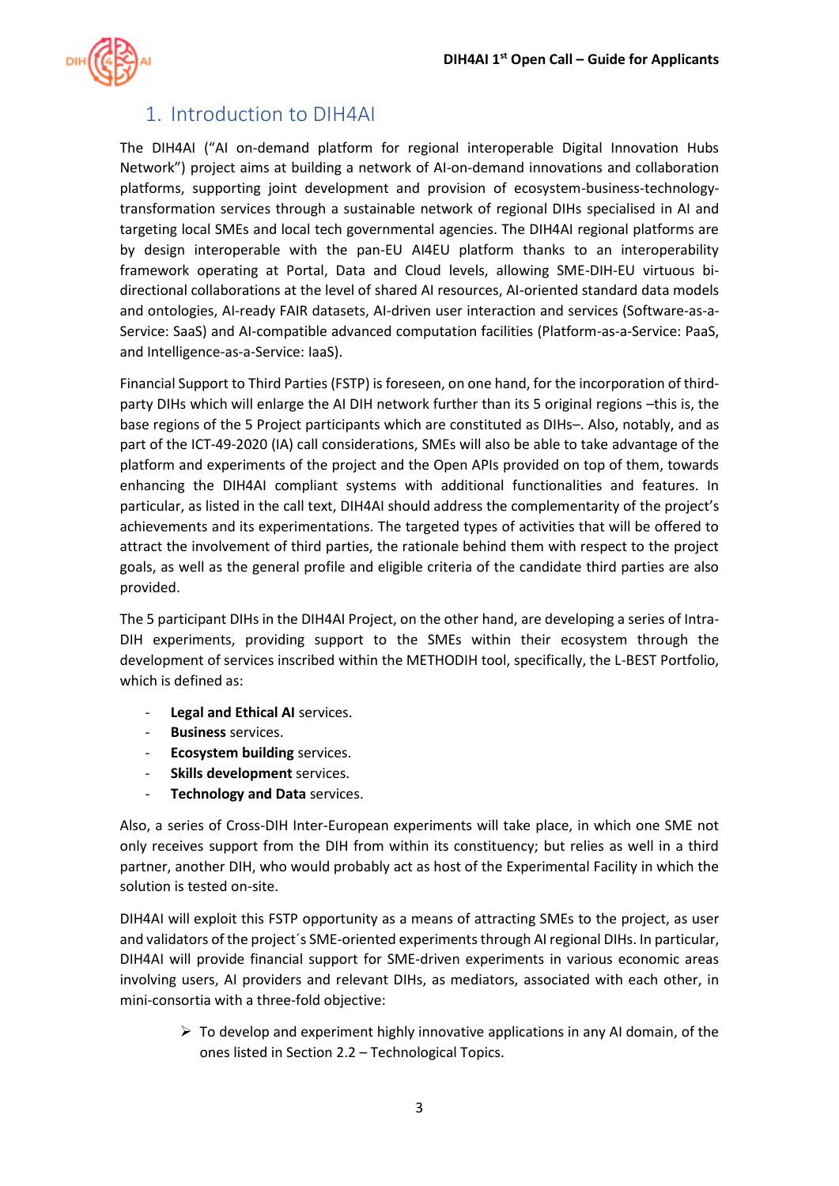# 1. Introduction to DIH4AI

The DIH4AI ("AI on-demand platform for regional interoperable Digital Innovation Hubs Network") project aims at building a network of AI-on-demand innovations and collaboration platforms, supporting joint development and provision of ecosystem-business-technology-transformation services through a sustainable network of regional DIHs specialised in AI and targeting local SMEs and local tech governmental agencies. The DIH4AI regional platforms are by design interoperable with the pan-EU AI4EU platform thanks to an interoperability framework operating at Portal, Data and Cloud levels, allowing SME-DIH-EU virtuous bi-directional collaborations at the level of shared AI resources, AI-oriented standard data models and ontologies, AI-ready FAIR datasets, AI-driven user interaction and services (Software-as-a-Service: SaaS) and AI-compatible advanced computation facilities (Platform-as-a-Service: PaaS, and Intelligence-as-a-Service: IaaS).

Financial Support to Third Parties (FSTP) is foreseen, on one hand, for the incorporation of third-party DIHs which will enlarge the AI DIH network further than its 5 original regions –this is, the base regions of the 5 Project participants which are constituted as DIHs–. Also, notably, and as part of the ICT-49-2020 (IA) call considerations, SMEs will also be able to take advantage of the platform and experiments of the project and the Open APIs provided on top of them, towards enhancing the DIH4AI compliant systems with additional functionalities and features. In particular, as listed in the call text, DIH4AI should address the complementarity of the project's achievements and its experimentations. The targeted types of activities that will be offered to attract the involvement of third parties, the rationale behind them with respect to the project goals, as well as the general profile and eligible criteria of the candidate third parties are also provided.

The 5 participant DIHs in the DIH4AI Project, on the other hand, are developing a series of Intra-DIH experiments, providing support to the SMEs within their ecosystem through the development of services inscribed within the METHODIH tool, specifically, the L-BEST Portfolio, which is defined as:

- **Legal and Ethical AI** services.
- **Business** services.
- **Ecosystem building** services.
- **Skills development** services.
- **Technology and Data** services.

Also, a series of Cross-DIH Inter-European experiments will take place, in which one SME not only receives support from the DIH from within its constituency; but relies as well in a third partner, another DIH, who would probably act as host of the Experimental Facility in which the solution is tested on-site.

DIH4AI will exploit this FSTP opportunity as a means of attracting SMEs to the project, as user and validators of the project´s SME-oriented experiments through AI regional DIHs. In particular, DIH4AI will provide financial support for SME-driven experiments in various economic areas involving users, AI providers and relevant DIHs, as mediators, associated with each other, in mini-consortia with a three-fold objective:

- To develop and experiment highly innovative applications in any AI domain, of the ones listed in Section 2.2 – Technological Topics.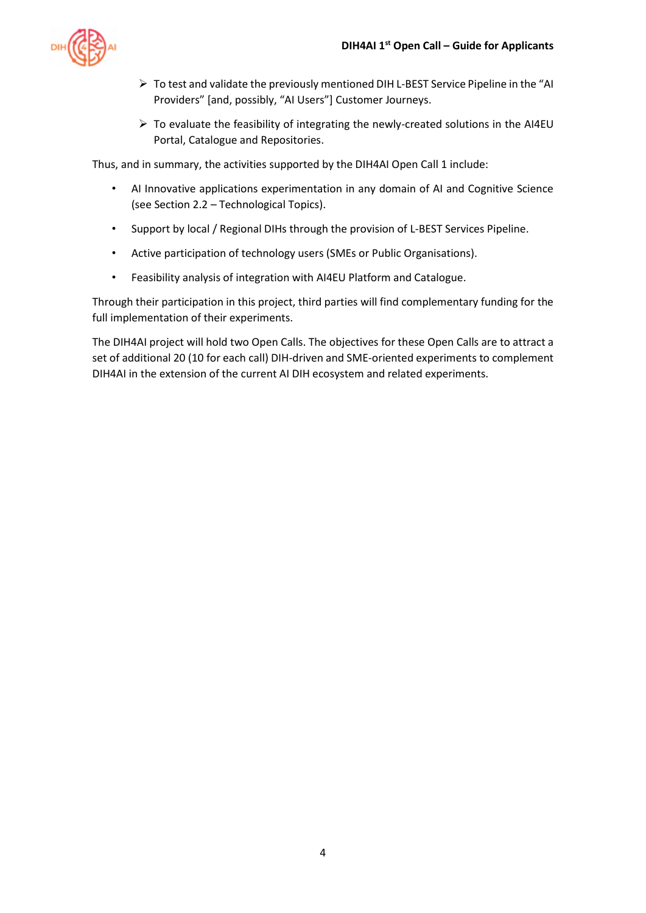- To test and validate the previously mentioned DIH L-BEST Service Pipeline in the "AI Providers" [and, possibly, "AI Users"] Customer Journeys.
- To evaluate the feasibility of integrating the newly-created solutions in the AI4EU Portal, Catalogue and Repositories.

Thus, and in summary, the activities supported by the DIH4AI Open Call 1 include:

- AI Innovative applications experimentation in any domain of AI and Cognitive Science (see Section 2.2 – Technological Topics).
- Support by local / Regional DIHs through the provision of L-BEST Services Pipeline.
- Active participation of technology users (SMEs or Public Organisations).
- Feasibility analysis of integration with AI4EU Platform and Catalogue.

Through their participation in this project, third parties will find complementary funding for the full implementation of their experiments.

The DIH4AI project will hold two Open Calls. The objectives for these Open Calls are to attract a set of additional 20 (10 for each call) DIH-driven and SME-oriented experiments to complement DIH4AI in the extension of the current AI DIH ecosystem and related experiments.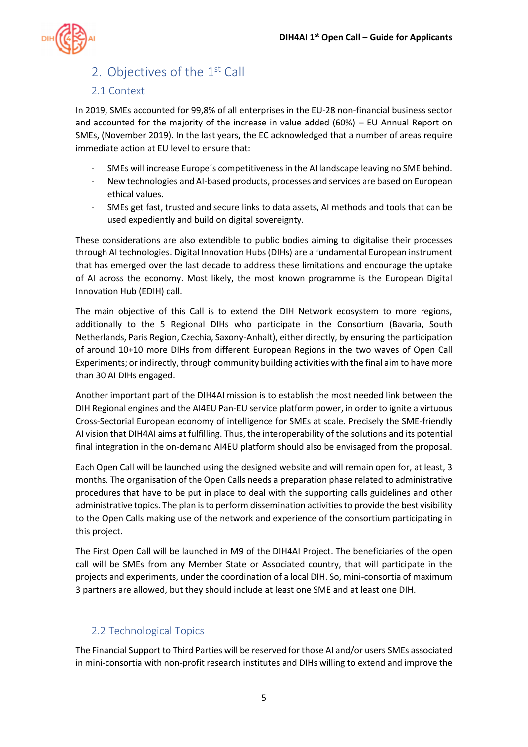## 2. Objectives of the 1st Call

### 2.1 Context

In 2019, SMEs accounted for 99,8% of all enterprises in the EU-28 non-financial business sector and accounted for the majority of the increase in value added (60%) – EU Annual Report on SMEs, (November 2019). In the last years, the EC acknowledged that a number of areas require immediate action at EU level to ensure that:

- SMEs will increase Europe´s competitiveness in the AI landscape leaving no SME behind.
- New technologies and AI-based products, processes and services are based on European ethical values.
- SMEs get fast, trusted and secure links to data assets, AI methods and tools that can be used expediently and build on digital sovereignty.

These considerations are also extendible to public bodies aiming to digitalise their processes through AI technologies. Digital Innovation Hubs (DIHs) are a fundamental European instrument that has emerged over the last decade to address these limitations and encourage the uptake of AI across the economy. Most likely, the most known programme is the European Digital Innovation Hub (EDIH) call.

The main objective of this Call is to extend the DIH Network ecosystem to more regions, additionally to the 5 Regional DIHs who participate in the Consortium (Bavaria, South Netherlands, Paris Region, Czechia, Saxony-Anhalt), either directly, by ensuring the participation of around 10+10 more DIHs from different European Regions in the two waves of Open Call Experiments; or indirectly, through community building activities with the final aim to have more than 30 AI DIHs engaged.

Another important part of the DIH4AI mission is to establish the most needed link between the DIH Regional engines and the AI4EU Pan-EU service platform power, in order to ignite a virtuous Cross-Sectorial European economy of intelligence for SMEs at scale. Precisely the SME-friendly AI vision that DIH4AI aims at fulfilling. Thus, the interoperability of the solutions and its potential final integration in the on-demand AI4EU platform should also be envisaged from the proposal.

Each Open Call will be launched using the designed website and will remain open for, at least, 3 months. The organisation of the Open Calls needs a preparation phase related to administrative procedures that have to be put in place to deal with the supporting calls guidelines and other administrative topics. The plan is to perform dissemination activities to provide the best visibility to the Open Calls making use of the network and experience of the consortium participating in this project.

The First Open Call will be launched in M9 of the DIH4AI Project. The beneficiaries of the open call will be SMEs from any Member State or Associated country, that will participate in the projects and experiments, under the coordination of a local DIH. So, mini-consortia of maximum 3 partners are allowed, but they should include at least one SME and at least one DIH.

### 2.2 Technological Topics

The Financial Support to Third Parties will be reserved for those AI and/or users SMEs associated in mini-consortia with non-profit research institutes and DIHs willing to extend and improve the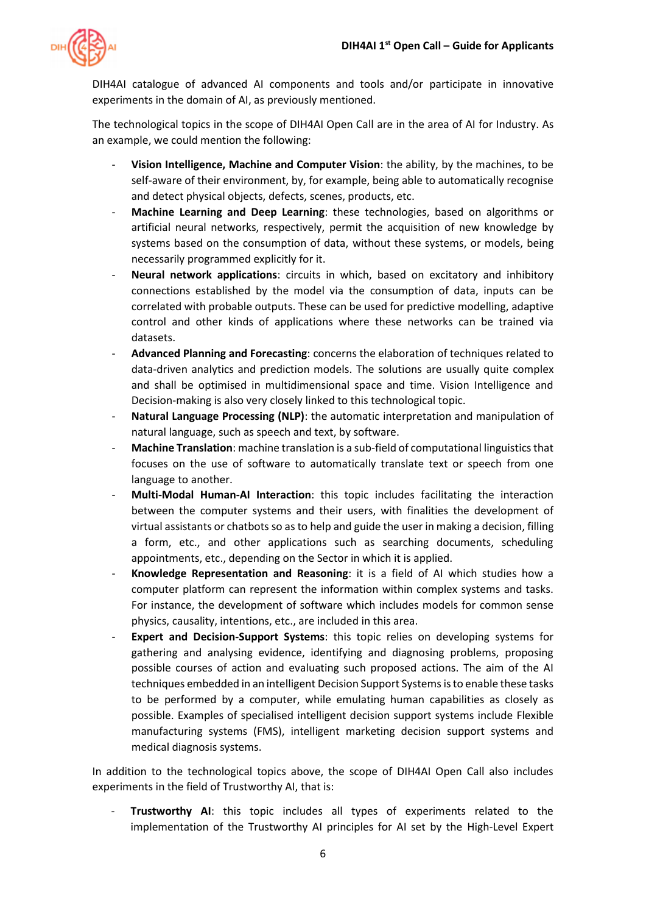DIH4AI catalogue of advanced AI components and tools and/or participate in innovative experiments in the domain of AI, as previously mentioned.

The technological topics in the scope of DIH4AI Open Call are in the area of AI for Industry. As an example, we could mention the following:

- **Vision Intelligence, Machine and Computer Vision**: the ability, by the machines, to be self-aware of their environment, by, for example, being able to automatically recognise and detect physical objects, defects, scenes, products, etc.
- **Machine Learning and Deep Learning**: these technologies, based on algorithms or artificial neural networks, respectively, permit the acquisition of new knowledge by systems based on the consumption of data, without these systems, or models, being necessarily programmed explicitly for it.
- **Neural network applications**: circuits in which, based on excitatory and inhibitory connections established by the model via the consumption of data, inputs can be correlated with probable outputs. These can be used for predictive modelling, adaptive control and other kinds of applications where these networks can be trained via datasets.
- **Advanced Planning and Forecasting**: concerns the elaboration of techniques related to data-driven analytics and prediction models. The solutions are usually quite complex and shall be optimised in multidimensional space and time. Vision Intelligence and Decision-making is also very closely linked to this technological topic.
- **Natural Language Processing (NLP)**: the automatic interpretation and manipulation of natural language, such as speech and text, by software.
- **Machine Translation**: machine translation is a sub-field of computational linguistics that focuses on the use of software to automatically translate text or speech from one language to another.
- **Multi-Modal Human-AI Interaction**: this topic includes facilitating the interaction between the computer systems and their users, with finalities the development of virtual assistants or chatbots so as to help and guide the user in making a decision, filling a form, etc., and other applications such as searching documents, scheduling appointments, etc., depending on the Sector in which it is applied.
- **Knowledge Representation and Reasoning**: it is a field of AI which studies how a computer platform can represent the information within complex systems and tasks. For instance, the development of software which includes models for common sense physics, causality, intentions, etc., are included in this area.
- **Expert and Decision-Support Systems**: this topic relies on developing systems for gathering and analysing evidence, identifying and diagnosing problems, proposing possible courses of action and evaluating such proposed actions. The aim of the AI techniques embedded in an intelligent Decision Support Systems is to enable these tasks to be performed by a computer, while emulating human capabilities as closely as possible. Examples of specialised intelligent decision support systems include Flexible manufacturing systems (FMS), intelligent marketing decision support systems and medical diagnosis systems.

In addition to the technological topics above, the scope of DIH4AI Open Call also includes experiments in the field of Trustworthy AI, that is:

- **Trustworthy AI**: this topic includes all types of experiments related to the implementation of the Trustworthy AI principles for AI set by the High-Level Expert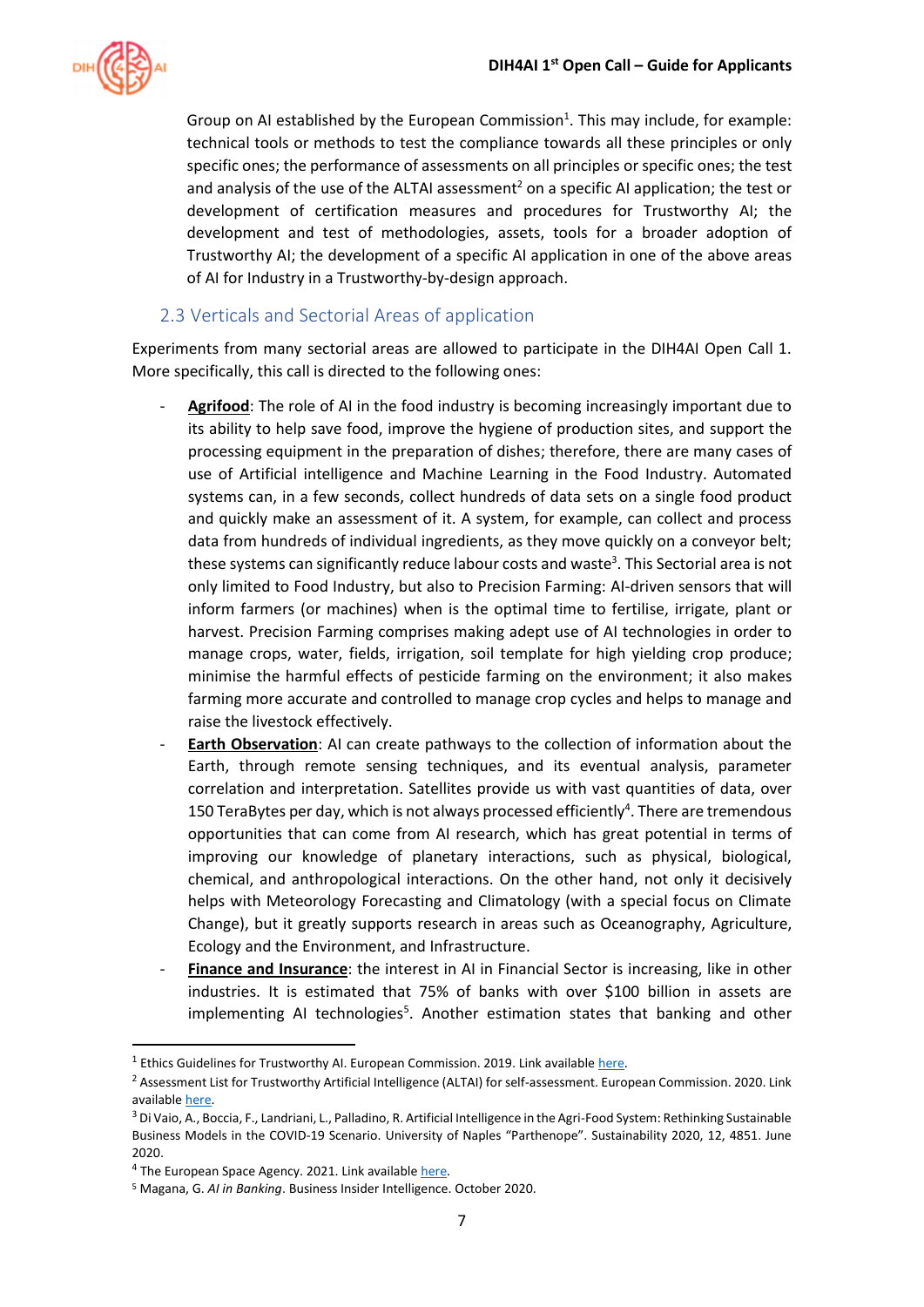Group on AI established by the European Commission[1]. This may include, for example: technical tools or methods to test the compliance towards all these principles or only specific ones; the performance of assessments on all principles or specific ones; the test and analysis of the use of the ALTAI assessment[2] on a specific AI application; the test or development of certification measures and procedures for Trustworthy AI; the development and test of methodologies, assets, tools for a broader adoption of Trustworthy AI; the development of a specific AI application in one of the above areas of AI for Industry in a Trustworthy-by-design approach.

## 2.3 Verticals and Sectorial Areas of application

Experiments from many sectorial areas are allowed to participate in the DIH4AI Open Call 1. More specifically, this call is directed to the following ones:

- **Agrifood**: The role of AI in the food industry is becoming increasingly important due to its ability to help save food, improve the hygiene of production sites, and support the processing equipment in the preparation of dishes; therefore, there are many cases of use of Artificial intelligence and Machine Learning in the Food Industry. Automated systems can, in a few seconds, collect hundreds of data sets on a single food product and quickly make an assessment of it. A system, for example, can collect and process data from hundreds of individual ingredients, as they move quickly on a conveyor belt; these systems can significantly reduce labour costs and waste[3]. This Sectorial area is not only limited to Food Industry, but also to Precision Farming: AI-driven sensors that will inform farmers (or machines) when is the optimal time to fertilise, irrigate, plant or harvest. Precision Farming comprises making adept use of AI technologies in order to manage crops, water, fields, irrigation, soil template for high yielding crop produce; minimise the harmful effects of pesticide farming on the environment; it also makes farming more accurate and controlled to manage crop cycles and helps to manage and raise the livestock effectively.
- **Earth Observation**: AI can create pathways to the collection of information about the Earth, through remote sensing techniques, and its eventual analysis, parameter correlation and interpretation. Satellites provide us with vast quantities of data, over 150 TeraBytes per day, which is not always processed efficiently[4]. There are tremendous opportunities that can come from AI research, which has great potential in terms of improving our knowledge of planetary interactions, such as physical, biological, chemical, and anthropological interactions. On the other hand, not only it decisively helps with Meteorology Forecasting and Climatology (with a special focus on Climate Change), but it greatly supports research in areas such as Oceanography, Agriculture, Ecology and the Environment, and Infrastructure.
- **Finance and Insurance**: the interest in AI in Financial Sector is increasing, like in other industries. It is estimated that 75% of banks with over $100 billion in assets are implementing AI technologies[5]. Another estimation states that banking and other

---

[1] Ethics Guidelines for Trustworthy AI. European Commission. 2019. Link available here.

[2] Assessment List for Trustworthy Artificial Intelligence (ALTAI) for self-assessment. European Commission. 2020. Link available here.

[3] Di Vaio, A., Boccia, F., Landriani, L., Palladino, R. Artificial Intelligence in the Agri-Food System: Rethinking Sustainable Business Models in the COVID-19 Scenario. University of Naples "Parthenope". Sustainability 2020, 12, 4851. June 2020.

[4] The European Space Agency. 2021. Link available here.

[5] Magana, G. *AI in Banking*. Business Insider Intelligence. October 2020.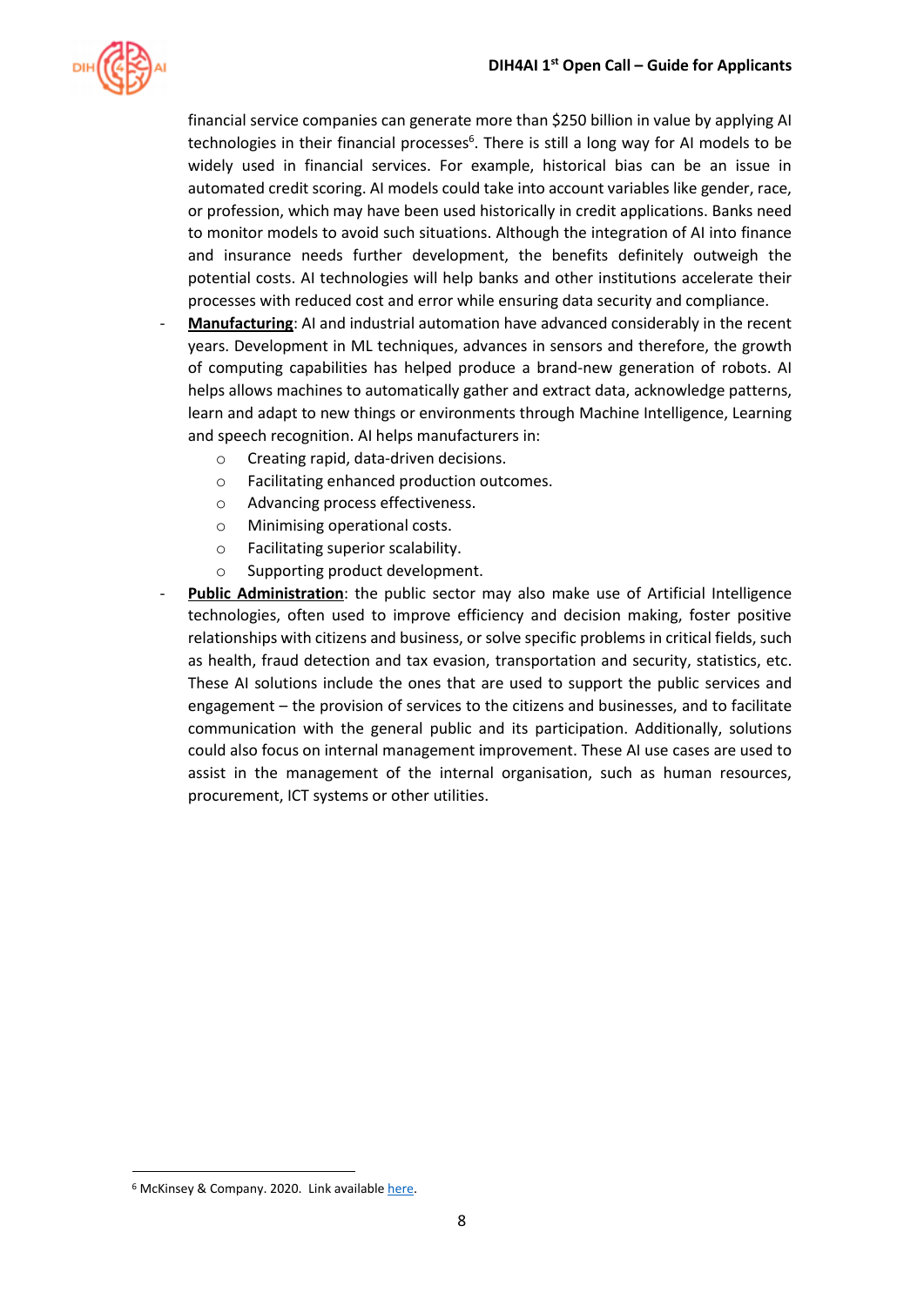financial service companies can generate more than $250 billion in value by applying AI technologies in their financial processes[6]. There is still a long way for AI models to be widely used in financial services. For example, historical bias can be an issue in automated credit scoring. AI models could take into account variables like gender, race, or profession, which may have been used historically in credit applications. Banks need to monitor models to avoid such situations. Although the integration of AI into finance and insurance needs further development, the benefits definitely outweigh the potential costs. AI technologies will help banks and other institutions accelerate their processes with reduced cost and error while ensuring data security and compliance.

- **Manufacturing**: AI and industrial automation have advanced considerably in the recent years. Development in ML techniques, advances in sensors and therefore, the growth of computing capabilities has helped produce a brand-new generation of robots. AI helps allows machines to automatically gather and extract data, acknowledge patterns, learn and adapt to new things or environments through Machine Intelligence, Learning and speech recognition. AI helps manufacturers in:
  - Creating rapid, data-driven decisions.
  - Facilitating enhanced production outcomes.
  - Advancing process effectiveness.
  - Minimising operational costs.
  - Facilitating superior scalability.
  - Supporting product development.
- **Public Administration**: the public sector may also make use of Artificial Intelligence technologies, often used to improve efficiency and decision making, foster positive relationships with citizens and business, or solve specific problems in critical fields, such as health, fraud detection and tax evasion, transportation and security, statistics, etc. These AI solutions include the ones that are used to support the public services and engagement – the provision of services to the citizens and businesses, and to facilitate communication with the general public and its participation. Additionally, solutions could also focus on internal management improvement. These AI use cases are used to assist in the management of the internal organisation, such as human resources, procurement, ICT systems or other utilities.

---

[6] McKinsey & Company. 2020. Link available here.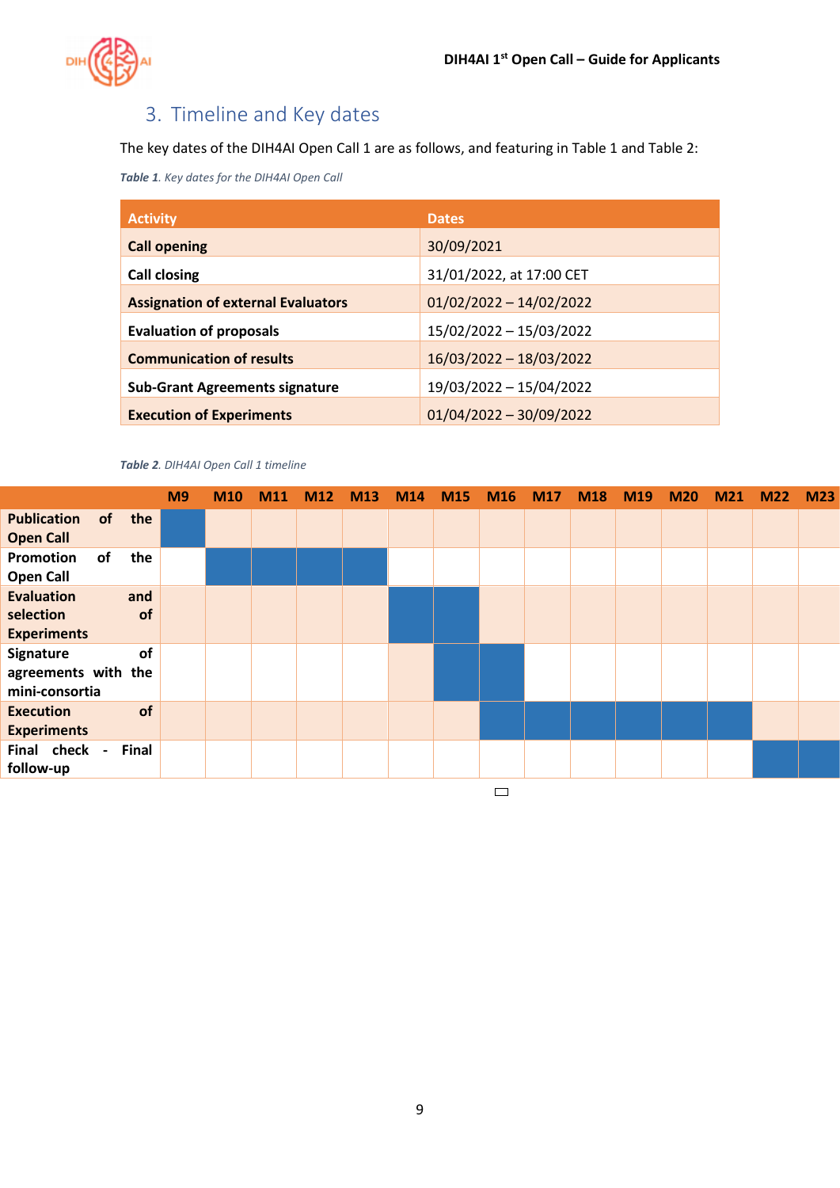## 3. Timeline and Key dates

The key dates of the DIH4AI Open Call 1 are as follows, and featuring in Table 1 and Table 2:

*Table 1. Key dates for the DIH4AI Open Call*

| Activity | Dates |
|---|---|
| **Call opening** | 30/09/2021 |
| **Call closing** | 31/01/2022, at 17:00 CET |
| **Assignation of external Evaluators** | 01/02/2022 – 14/02/2022 |
| **Evaluation of proposals** | 15/02/2022 – 15/03/2022 |
| **Communication of results** | 16/03/2022 – 18/03/2022 |
| **Sub-Grant Agreements signature** | 19/03/2022 – 15/04/2022 |
| **Execution of Experiments** | 01/04/2022 – 30/09/2022 |

*Table 2. DIH4AI Open Call 1 timeline*

| | M9 | M10 | M11 | M12 | M13 | M14 | M15 | M16 | M17 | M18 | M19 | M20 | M21 | M22 | M23 |
|---|---|---|---|---|---|---|---|---|---|---|---|---|---|---|---|
| **Publication of the Open Call** | ■ | | | | | | | | | | | | | | |
| **Promotion of the Open Call** | | ■ | ■ | ■ | ■ | | | | | | | | | | |
| **Evaluation and selection of Experiments** | | | | | | ■ | ■ | | | | | | | | |
| **Signature of agreements with the mini-consortia** | | | | | | | ■ | ■ | | | | | | | |
| **Execution of Experiments** | | | | | | | | ■ | ■ | ■ | ■ | ■ | ■ | | |
| **Final check - Final follow-up** | | | | | | | | | | | | | | ■ | ■ |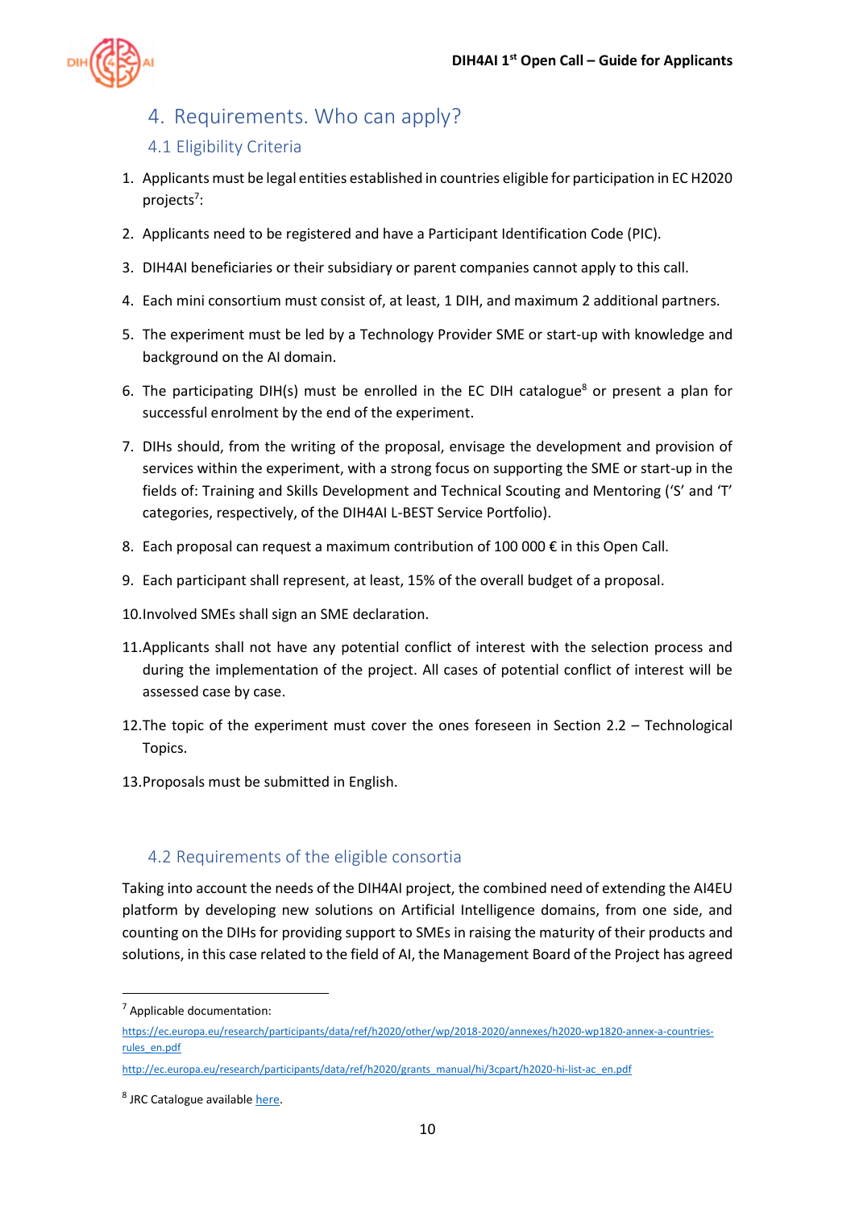# 4. Requirements. Who can apply?

## 4.1 Eligibility Criteria

1. Applicants must be legal entities established in countries eligible for participation in EC H2020 projects[7]:
2. Applicants need to be registered and have a Participant Identification Code (PIC).
3. DIH4AI beneficiaries or their subsidiary or parent companies cannot apply to this call.
4. Each mini consortium must consist of, at least, 1 DIH, and maximum 2 additional partners.
5. The experiment must be led by a Technology Provider SME or start-up with knowledge and background on the AI domain.
6. The participating DIH(s) must be enrolled in the EC DIH catalogue[8] or present a plan for successful enrolment by the end of the experiment.
7. DIHs should, from the writing of the proposal, envisage the development and provision of services within the experiment, with a strong focus on supporting the SME or start-up in the fields of: Training and Skills Development and Technical Scouting and Mentoring ('S' and 'T' categories, respectively, of the DIH4AI L-BEST Service Portfolio).
8. Each proposal can request a maximum contribution of 100 000 € in this Open Call.
9. Each participant shall represent, at least, 15% of the overall budget of a proposal.
10. Involved SMEs shall sign an SME declaration.
11. Applicants shall not have any potential conflict of interest with the selection process and during the implementation of the project. All cases of potential conflict of interest will be assessed case by case.
12. The topic of the experiment must cover the ones foreseen in Section 2.2 – Technological Topics.
13. Proposals must be submitted in English.

## 4.2 Requirements of the eligible consortia

Taking into account the needs of the DIH4AI project, the combined need of extending the AI4EU platform by developing new solutions on Artificial Intelligence domains, from one side, and counting on the DIHs for providing support to SMEs in raising the maturity of their products and solutions, in this case related to the field of AI, the Management Board of the Project has agreed

---

[7] Applicable documentation:

https://ec.europa.eu/research/participants/data/ref/h2020/other/wp/2018-2020/annexes/h2020-wp1820-annex-a-countries-rules_en.pdf

http://ec.europa.eu/research/participants/data/ref/h2020/grants_manual/hi/3cpart/h2020-hi-list-ac_en.pdf

[8] JRC Catalogue available here.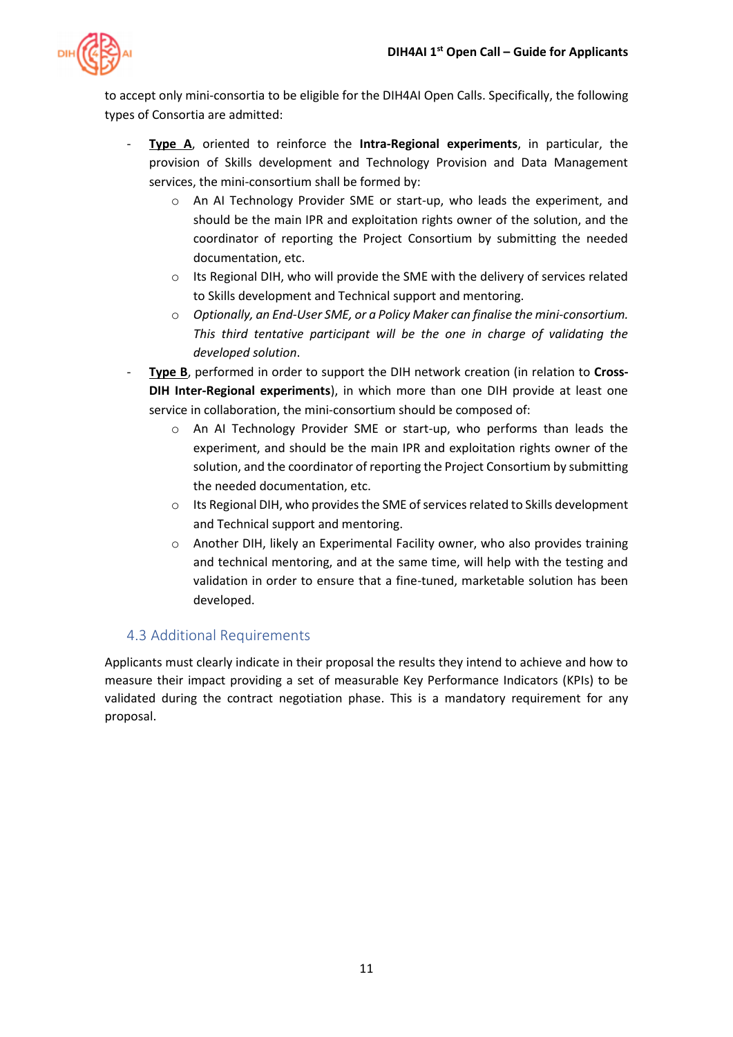to accept only mini-consortia to be eligible for the DIH4AI Open Calls. Specifically, the following types of Consortia are admitted:

- **<u>Type A</u>**, oriented to reinforce the **Intra-Regional experiments**, in particular, the provision of Skills development and Technology Provision and Data Management services, the mini-consortium shall be formed by:
    - An AI Technology Provider SME or start-up, who leads the experiment, and should be the main IPR and exploitation rights owner of the solution, and the coordinator of reporting the Project Consortium by submitting the needed documentation, etc.
    - Its Regional DIH, who will provide the SME with the delivery of services related to Skills development and Technical support and mentoring.
    - *Optionally, an End-User SME, or a Policy Maker can finalise the mini-consortium. This third tentative participant will be the one in charge of validating the developed solution*.
- **<u>Type B</u>**, performed in order to support the DIH network creation (in relation to **Cross-DIH Inter-Regional experiments**), in which more than one DIH provide at least one service in collaboration, the mini-consortium should be composed of:
    - An AI Technology Provider SME or start-up, who performs than leads the experiment, and should be the main IPR and exploitation rights owner of the solution, and the coordinator of reporting the Project Consortium by submitting the needed documentation, etc.
    - Its Regional DIH, who provides the SME of services related to Skills development and Technical support and mentoring.
    - Another DIH, likely an Experimental Facility owner, who also provides training and technical mentoring, and at the same time, will help with the testing and validation in order to ensure that a fine-tuned, marketable solution has been developed.

## 4.3 Additional Requirements

Applicants must clearly indicate in their proposal the results they intend to achieve and how to measure their impact providing a set of measurable Key Performance Indicators (KPIs) to be validated during the contract negotiation phase. This is a mandatory requirement for any proposal.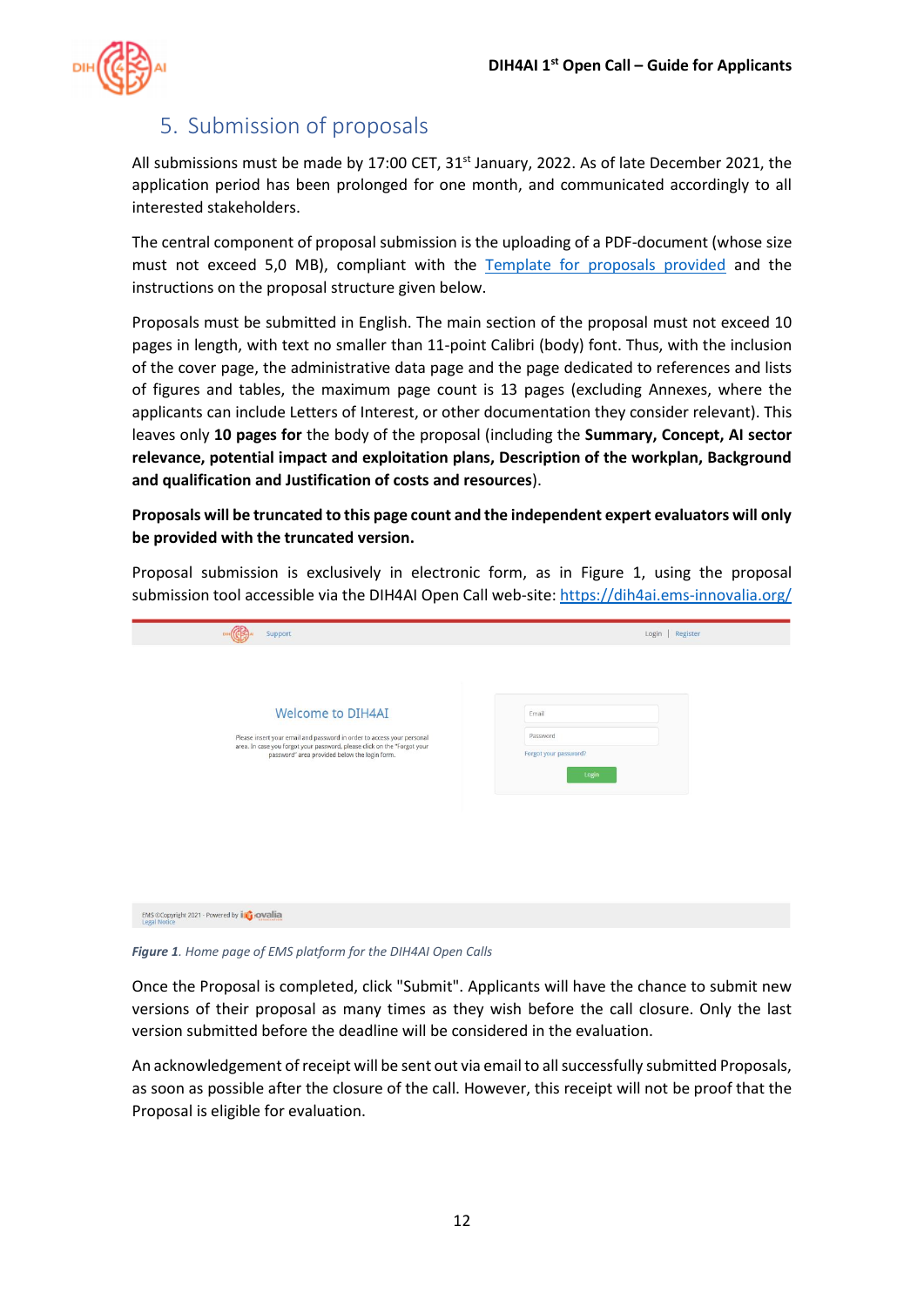## 5. Submission of proposals

All submissions must be made by 17:00 CET, 31st January, 2022. As of late December 2021, the application period has been prolonged for one month, and communicated accordingly to all interested stakeholders.

The central component of proposal submission is the uploading of a PDF-document (whose size must not exceed 5,0 MB), compliant with the Template for proposals provided and the instructions on the proposal structure given below.

Proposals must be submitted in English. The main section of the proposal must not exceed 10 pages in length, with text no smaller than 11-point Calibri (body) font. Thus, with the inclusion of the cover page, the administrative data page and the page dedicated to references and lists of figures and tables, the maximum page count is 13 pages (excluding Annexes, where the applicants can include Letters of Interest, or other documentation they consider relevant). This leaves only **10 pages for** the body of the proposal (including the **Summary, Concept, AI sector relevance, potential impact and exploitation plans, Description of the workplan, Background and qualification and Justification of costs and resources**).

**Proposals will be truncated to this page count and the independent expert evaluators will only be provided with the truncated version.**

Proposal submission is exclusively in electronic form, as in Figure 1, using the proposal submission tool accessible via the DIH4AI Open Call web-site: https://dih4ai.ems-innovalia.org/

*Figure 1. Home page of EMS platform for the DIH4AI Open Calls*

Once the Proposal is completed, click "Submit". Applicants will have the chance to submit new versions of their proposal as many times as they wish before the call closure. Only the last version submitted before the deadline will be considered in the evaluation.

An acknowledgement of receipt will be sent out via email to all successfully submitted Proposals, as soon as possible after the closure of the call. However, this receipt will not be proof that the Proposal is eligible for evaluation.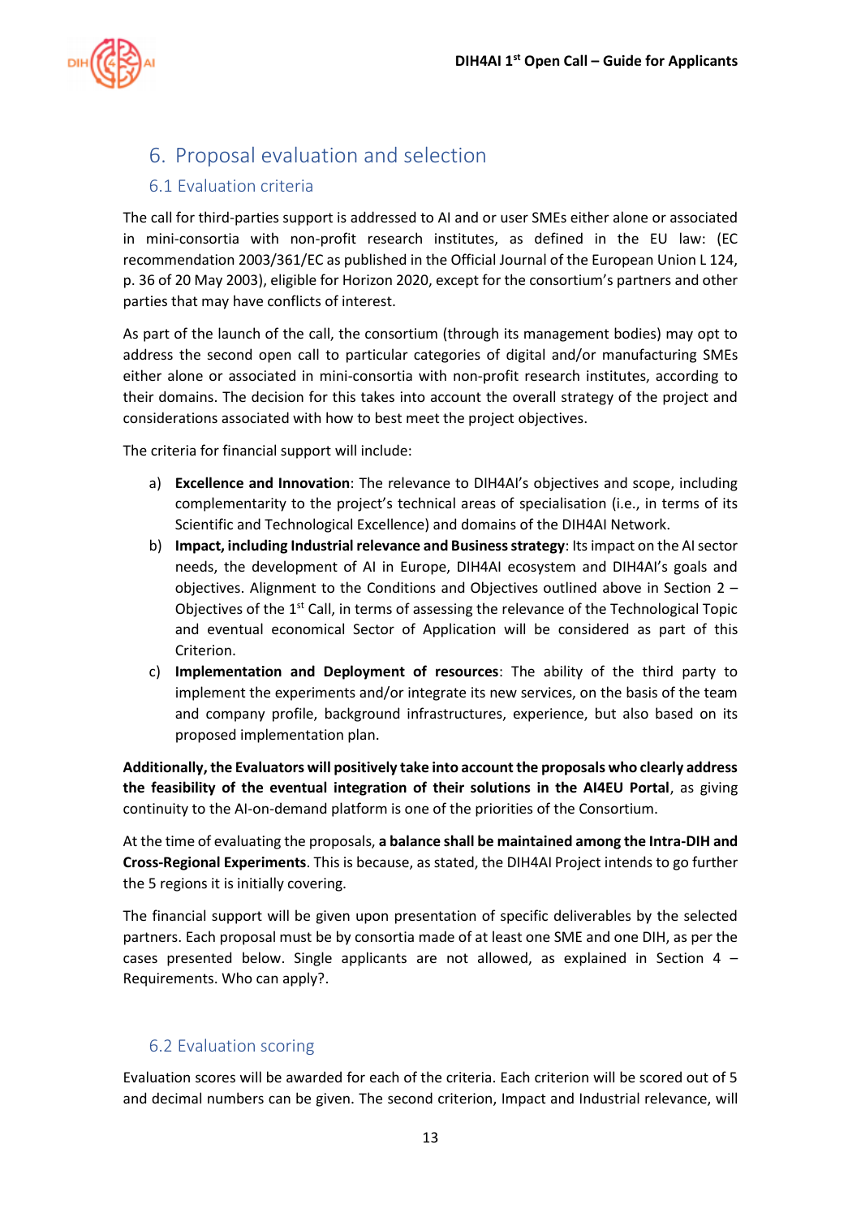# 6. Proposal evaluation and selection

## 6.1 Evaluation criteria

The call for third-parties support is addressed to AI and or user SMEs either alone or associated in mini-consortia with non-profit research institutes, as defined in the EU law: (EC recommendation 2003/361/EC as published in the Official Journal of the European Union L 124, p. 36 of 20 May 2003), eligible for Horizon 2020, except for the consortium's partners and other parties that may have conflicts of interest.

As part of the launch of the call, the consortium (through its management bodies) may opt to address the second open call to particular categories of digital and/or manufacturing SMEs either alone or associated in mini-consortia with non-profit research institutes, according to their domains. The decision for this takes into account the overall strategy of the project and considerations associated with how to best meet the project objectives.

The criteria for financial support will include:

a) **Excellence and Innovation**: The relevance to DIH4AI's objectives and scope, including complementarity to the project's technical areas of specialisation (i.e., in terms of its Scientific and Technological Excellence) and domains of the DIH4AI Network.

b) **Impact, including Industrial relevance and Business strategy**: Its impact on the AI sector needs, the development of AI in Europe, DIH4AI ecosystem and DIH4AI's goals and objectives. Alignment to the Conditions and Objectives outlined above in Section 2 – Objectives of the 1st Call, in terms of assessing the relevance of the Technological Topic and eventual economical Sector of Application will be considered as part of this Criterion.

c) **Implementation and Deployment of resources**: The ability of the third party to implement the experiments and/or integrate its new services, on the basis of the team and company profile, background infrastructures, experience, but also based on its proposed implementation plan.

**Additionally, the Evaluators will positively take into account the proposals who clearly address the feasibility of the eventual integration of their solutions in the AI4EU Portal**, as giving continuity to the AI-on-demand platform is one of the priorities of the Consortium.

At the time of evaluating the proposals, **a balance shall be maintained among the Intra-DIH and Cross-Regional Experiments**. This is because, as stated, the DIH4AI Project intends to go further the 5 regions it is initially covering.

The financial support will be given upon presentation of specific deliverables by the selected partners. Each proposal must be by consortia made of at least one SME and one DIH, as per the cases presented below. Single applicants are not allowed, as explained in Section 4 – Requirements. Who can apply?.

## 6.2 Evaluation scoring

Evaluation scores will be awarded for each of the criteria. Each criterion will be scored out of 5 and decimal numbers can be given. The second criterion, Impact and Industrial relevance, will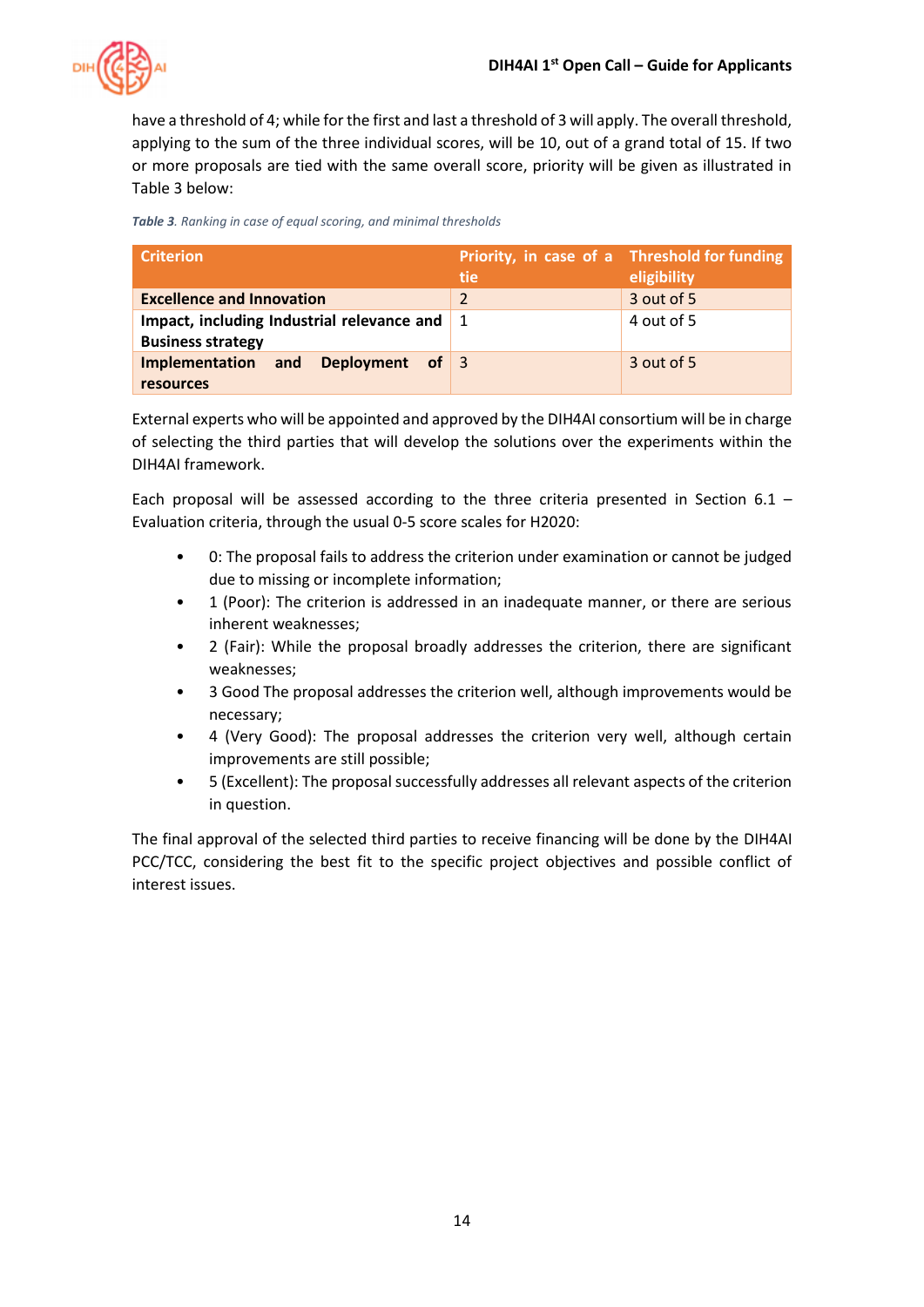have a threshold of 4; while for the first and last a threshold of 3 will apply. The overall threshold, applying to the sum of the three individual scores, will be 10, out of a grand total of 15. If two or more proposals are tied with the same overall score, priority will be given as illustrated in Table 3 below:

***Table 3**. Ranking in case of equal scoring, and minimal thresholds*

| Criterion | Priority, in case of a tie | Threshold for funding eligibility |
|---|---|---|
| **Excellence and Innovation** | 2 | 3 out of 5 |
| **Impact, including Industrial relevance and Business strategy** | 1 | 4 out of 5 |
| **Implementation and Deployment of resources** | 3 | 3 out of 5 |

External experts who will be appointed and approved by the DIH4AI consortium will be in charge of selecting the third parties that will develop the solutions over the experiments within the DIH4AI framework.

Each proposal will be assessed according to the three criteria presented in Section 6.1 – Evaluation criteria, through the usual 0-5 score scales for H2020:

- 0: The proposal fails to address the criterion under examination or cannot be judged due to missing or incomplete information;
- 1 (Poor): The criterion is addressed in an inadequate manner, or there are serious inherent weaknesses;
- 2 (Fair): While the proposal broadly addresses the criterion, there are significant weaknesses;
- 3 Good The proposal addresses the criterion well, although improvements would be necessary;
- 4 (Very Good): The proposal addresses the criterion very well, although certain improvements are still possible;
- 5 (Excellent): The proposal successfully addresses all relevant aspects of the criterion in question.

The final approval of the selected third parties to receive financing will be done by the DIH4AI PCC/TCC, considering the best fit to the specific project objectives and possible conflict of interest issues.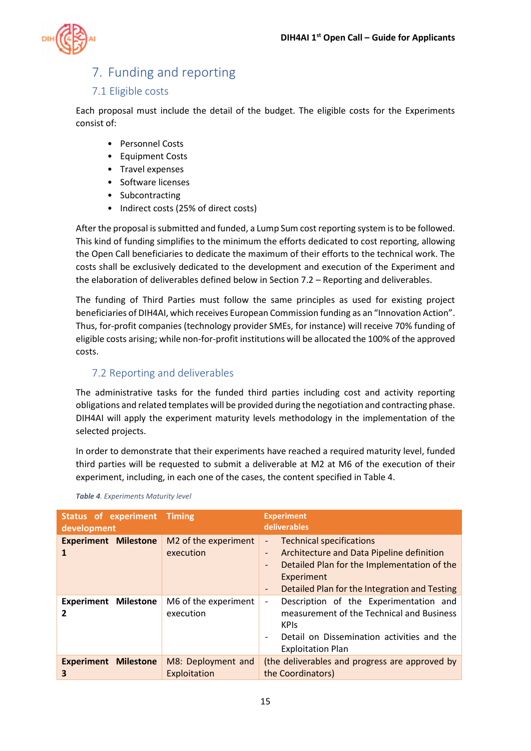# 7. Funding and reporting

## 7.1 Eligible costs

Each proposal must include the detail of the budget. The eligible costs for the Experiments consist of:

- Personnel Costs
- Equipment Costs
- Travel expenses
- Software licenses
- Subcontracting
- Indirect costs (25% of direct costs)

After the proposal is submitted and funded, a Lump Sum cost reporting system is to be followed. This kind of funding simplifies to the minimum the efforts dedicated to cost reporting, allowing the Open Call beneficiaries to dedicate the maximum of their efforts to the technical work. The costs shall be exclusively dedicated to the development and execution of the Experiment and the elaboration of deliverables defined below in Section 7.2 – Reporting and deliverables.

The funding of Third Parties must follow the same principles as used for existing project beneficiaries of DIH4AI, which receives European Commission funding as an "Innovation Action". Thus, for-profit companies (technology provider SMEs, for instance) will receive 70% funding of eligible costs arising; while non-for-profit institutions will be allocated the 100% of the approved costs.

## 7.2 Reporting and deliverables

The administrative tasks for the funded third parties including cost and activity reporting obligations and related templates will be provided during the negotiation and contracting phase. DIH4AI will apply the experiment maturity levels methodology in the implementation of the selected projects.

In order to demonstrate that their experiments have reached a required maturity level, funded third parties will be requested to submit a deliverable at M2 at M6 of the execution of their experiment, including, in each one of the cases, the content specified in Table 4.

***Table 4**. Experiments Maturity level*

| Status of experiment development | Timing | Experiment deliverables |
|---|---|---|
| **Experiment Milestone 1** | M2 of the experiment execution | - Technical specifications<br>- Architecture and Data Pipeline definition<br>- Detailed Plan for the Implementation of the Experiment<br>- Detailed Plan for the Integration and Testing |
| **Experiment Milestone 2** | M6 of the experiment execution | - Description of the Experimentation and measurement of the Technical and Business KPIs<br>- Detail on Dissemination activities and the Exploitation Plan |
| **Experiment Milestone 3** | M8: Deployment and Exploitation | (the deliverables and progress are approved by the Coordinators) |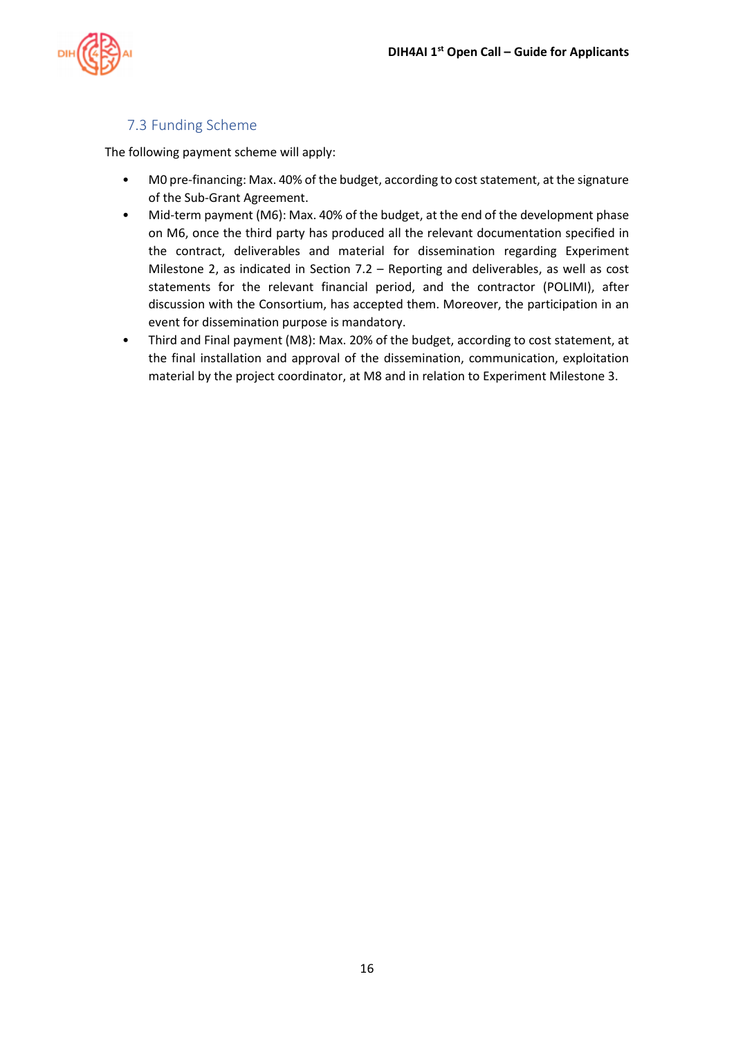## 7.3 Funding Scheme

The following payment scheme will apply:

- M0 pre-financing: Max. 40% of the budget, according to cost statement, at the signature of the Sub-Grant Agreement.
- Mid-term payment (M6): Max. 40% of the budget, at the end of the development phase on M6, once the third party has produced all the relevant documentation specified in the contract, deliverables and material for dissemination regarding Experiment Milestone 2, as indicated in Section 7.2 – Reporting and deliverables, as well as cost statements for the relevant financial period, and the contractor (POLIMI), after discussion with the Consortium, has accepted them. Moreover, the participation in an event for dissemination purpose is mandatory.
- Third and Final payment (M8): Max. 20% of the budget, according to cost statement, at the final installation and approval of the dissemination, communication, exploitation material by the project coordinator, at M8 and in relation to Experiment Milestone 3.